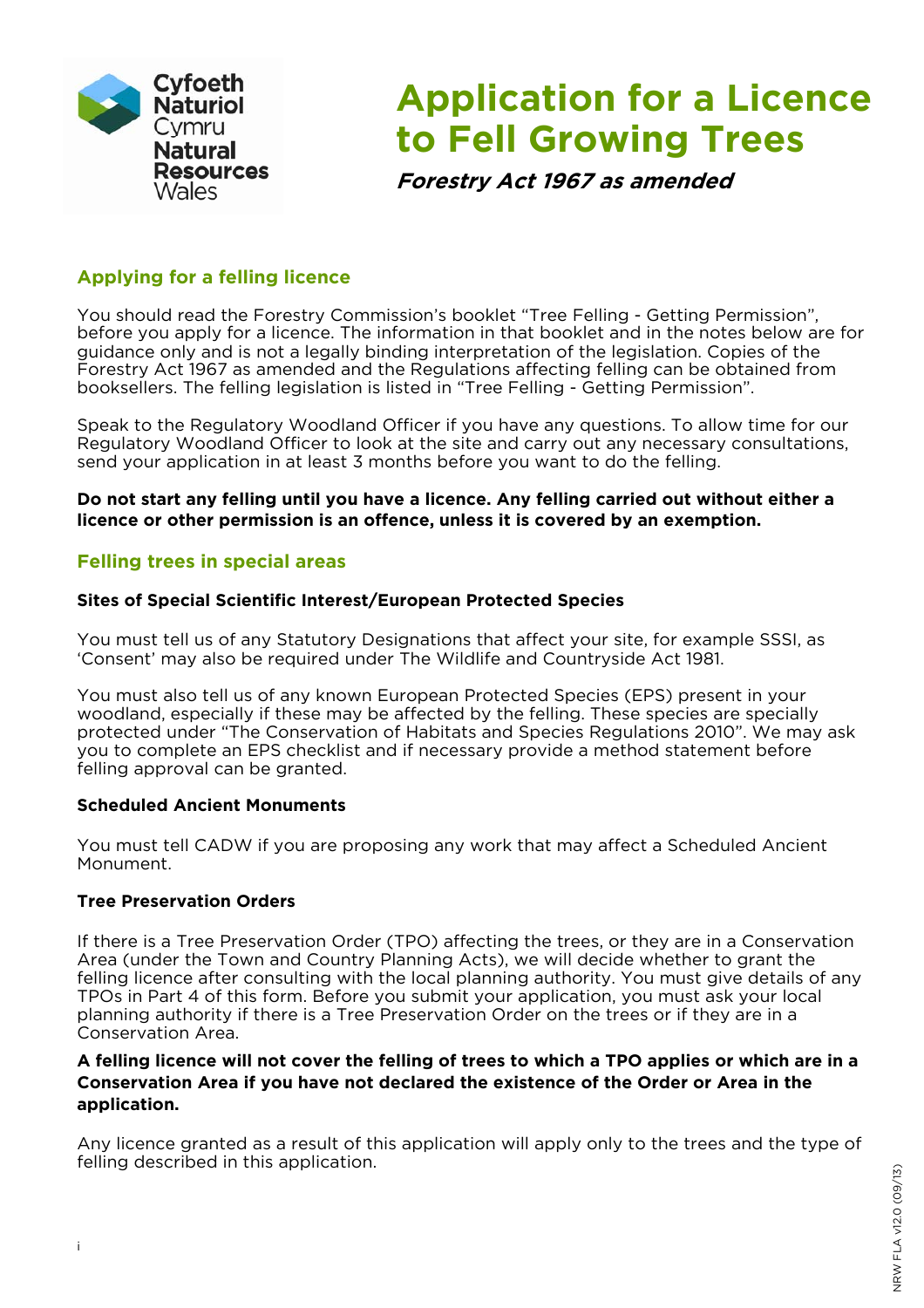Cyfoeth Naturiol Cymru
Natural Resources Wales

# Application for a Licence to Fell Growing Trees

***Forestry Act 1967 as amended***

## Applying for a felling licence

You should read the Forestry Commission's booklet "Tree Felling - Getting Permission", before you apply for a licence. The information in that booklet and in the notes below are for guidance only and is not a legally binding interpretation of the legislation. Copies of the Forestry Act 1967 as amended and the Regulations affecting felling can be obtained from booksellers. The felling legislation is listed in "Tree Felling - Getting Permission".

Speak to the Regulatory Woodland Officer if you have any questions. To allow time for our Regulatory Woodland Officer to look at the site and carry out any necessary consultations, send your application in at least 3 months before you want to do the felling.

**Do not start any felling until you have a licence. Any felling carried out without either a licence or other permission is an offence, unless it is covered by an exemption.**

## Felling trees in special areas

### Sites of Special Scientific Interest/European Protected Species

You must tell us of any Statutory Designations that affect your site, for example SSSI, as 'Consent' may also be required under The Wildlife and Countryside Act 1981.

You must also tell us of any known European Protected Species (EPS) present in your woodland, especially if these may be affected by the felling. These species are specially protected under "The Conservation of Habitats and Species Regulations 2010". We may ask you to complete an EPS checklist and if necessary provide a method statement before felling approval can be granted.

### Scheduled Ancient Monuments

You must tell CADW if you are proposing any work that may affect a Scheduled Ancient Monument.

### Tree Preservation Orders

If there is a Tree Preservation Order (TPO) affecting the trees, or they are in a Conservation Area (under the Town and Country Planning Acts), we will decide whether to grant the felling licence after consulting with the local planning authority. You must give details of any TPOs in Part 4 of this form. Before you submit your application, you must ask your local planning authority if there is a Tree Preservation Order on the trees or if they are in a Conservation Area.

**A felling licence will not cover the felling of trees to which a TPO applies or which are in a Conservation Area if you have not declared the existence of the Order or Area in the application.**

Any licence granted as a result of this application will apply only to the trees and the type of felling described in this application.

NRW FLA v12.0 (09/13)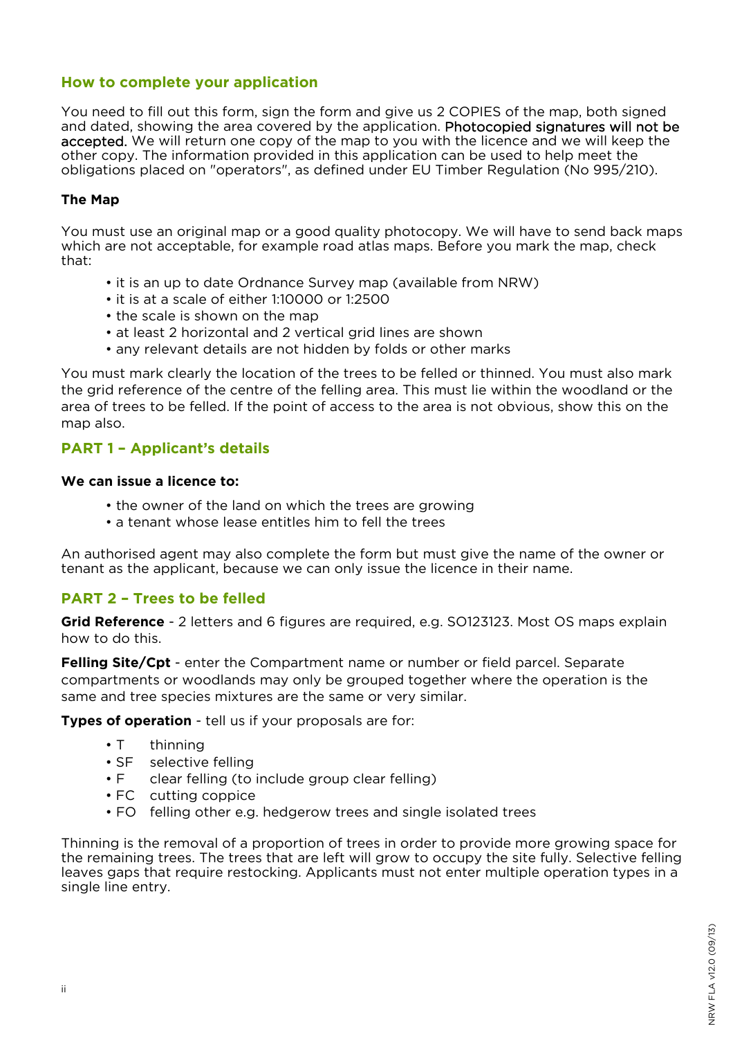## How to complete your application

You need to fill out this form, sign the form and give us 2 COPIES of the map, both signed and dated, showing the area covered by the application. Photocopied signatures will not be accepted. We will return one copy of the map to you with the licence and we will keep the other copy. The information provided in this application can be used to help meet the obligations placed on "operators", as defined under EU Timber Regulation (No 995/210).

### The Map

You must use an original map or a good quality photocopy. We will have to send back maps which are not acceptable, for example road atlas maps. Before you mark the map, check that:

- it is an up to date Ordnance Survey map (available from NRW)
- it is at a scale of either 1:10000 or 1:2500
- the scale is shown on the map
- at least 2 horizontal and 2 vertical grid lines are shown
- any relevant details are not hidden by folds or other marks

You must mark clearly the location of the trees to be felled or thinned. You must also mark the grid reference of the centre of the felling area. This must lie within the woodland or the area of trees to be felled. If the point of access to the area is not obvious, show this on the map also.

## PART 1 – Applicant's details

**We can issue a licence to:**

- the owner of the land on which the trees are growing
- a tenant whose lease entitles him to fell the trees

An authorised agent may also complete the form but must give the name of the owner or tenant as the applicant, because we can only issue the licence in their name.

## PART 2 – Trees to be felled

**Grid Reference** - 2 letters and 6 figures are required, e.g. SO123123. Most OS maps explain how to do this.

**Felling Site/Cpt** - enter the Compartment name or number or field parcel. Separate compartments or woodlands may only be grouped together where the operation is the same and tree species mixtures are the same or very similar.

**Types of operation** - tell us if your proposals are for:

- T thinning
- SF selective felling
- F clear felling (to include group clear felling)
- FC cutting coppice
- FO felling other e.g. hedgerow trees and single isolated trees

Thinning is the removal of a proportion of trees in order to provide more growing space for the remaining trees. The trees that are left will grow to occupy the site fully. Selective felling leaves gaps that require restocking. Applicants must not enter multiple operation types in a single line entry.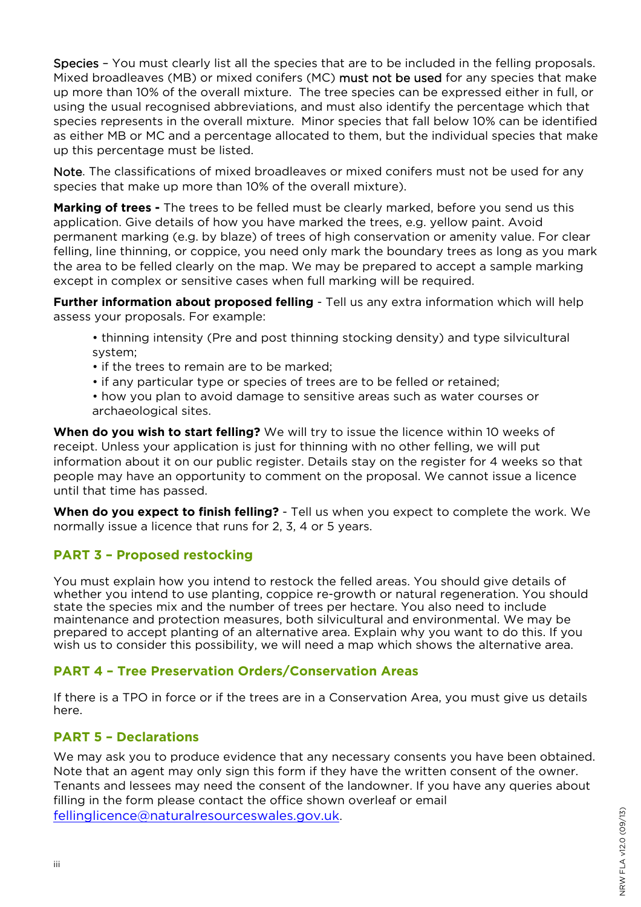Species – You must clearly list all the species that are to be included in the felling proposals. Mixed broadleaves (MB) or mixed conifers (MC) must not be used for any species that make up more than 10% of the overall mixture. The tree species can be expressed either in full, or using the usual recognised abbreviations, and must also identify the percentage which that species represents in the overall mixture. Minor species that fall below 10% can be identified as either MB or MC and a percentage allocated to them, but the individual species that make up this percentage must be listed.

Note. The classifications of mixed broadleaves or mixed conifers must not be used for any species that make up more than 10% of the overall mixture).

**Marking of trees -** The trees to be felled must be clearly marked, before you send us this application. Give details of how you have marked the trees, e.g. yellow paint. Avoid permanent marking (e.g. by blaze) of trees of high conservation or amenity value. For clear felling, line thinning, or coppice, you need only mark the boundary trees as long as you mark the area to be felled clearly on the map. We may be prepared to accept a sample marking except in complex or sensitive cases when full marking will be required.

**Further information about proposed felling** - Tell us any extra information which will help assess your proposals. For example:

- thinning intensity (Pre and post thinning stocking density) and type silvicultural system;
- if the trees to remain are to be marked;
- if any particular type or species of trees are to be felled or retained;
- how you plan to avoid damage to sensitive areas such as water courses or archaeological sites.

**When do you wish to start felling?** We will try to issue the licence within 10 weeks of receipt. Unless your application is just for thinning with no other felling, we will put information about it on our public register. Details stay on the register for 4 weeks so that people may have an opportunity to comment on the proposal. We cannot issue a licence until that time has passed.

**When do you expect to finish felling?** - Tell us when you expect to complete the work. We normally issue a licence that runs for 2, 3, 4 or 5 years.

## PART 3 – Proposed restocking

You must explain how you intend to restock the felled areas. You should give details of whether you intend to use planting, coppice re-growth or natural regeneration. You should state the species mix and the number of trees per hectare. You also need to include maintenance and protection measures, both silvicultural and environmental. We may be prepared to accept planting of an alternative area. Explain why you want to do this. If you wish us to consider this possibility, we will need a map which shows the alternative area.

## PART 4 – Tree Preservation Orders/Conservation Areas

If there is a TPO in force or if the trees are in a Conservation Area, you must give us details here.

## PART 5 – Declarations

We may ask you to produce evidence that any necessary consents you have been obtained. Note that an agent may only sign this form if they have the written consent of the owner. Tenants and lessees may need the consent of the landowner. If you have any queries about filling in the form please contact the office shown overleaf or email fellinglicence@naturalresourceswales.gov.uk.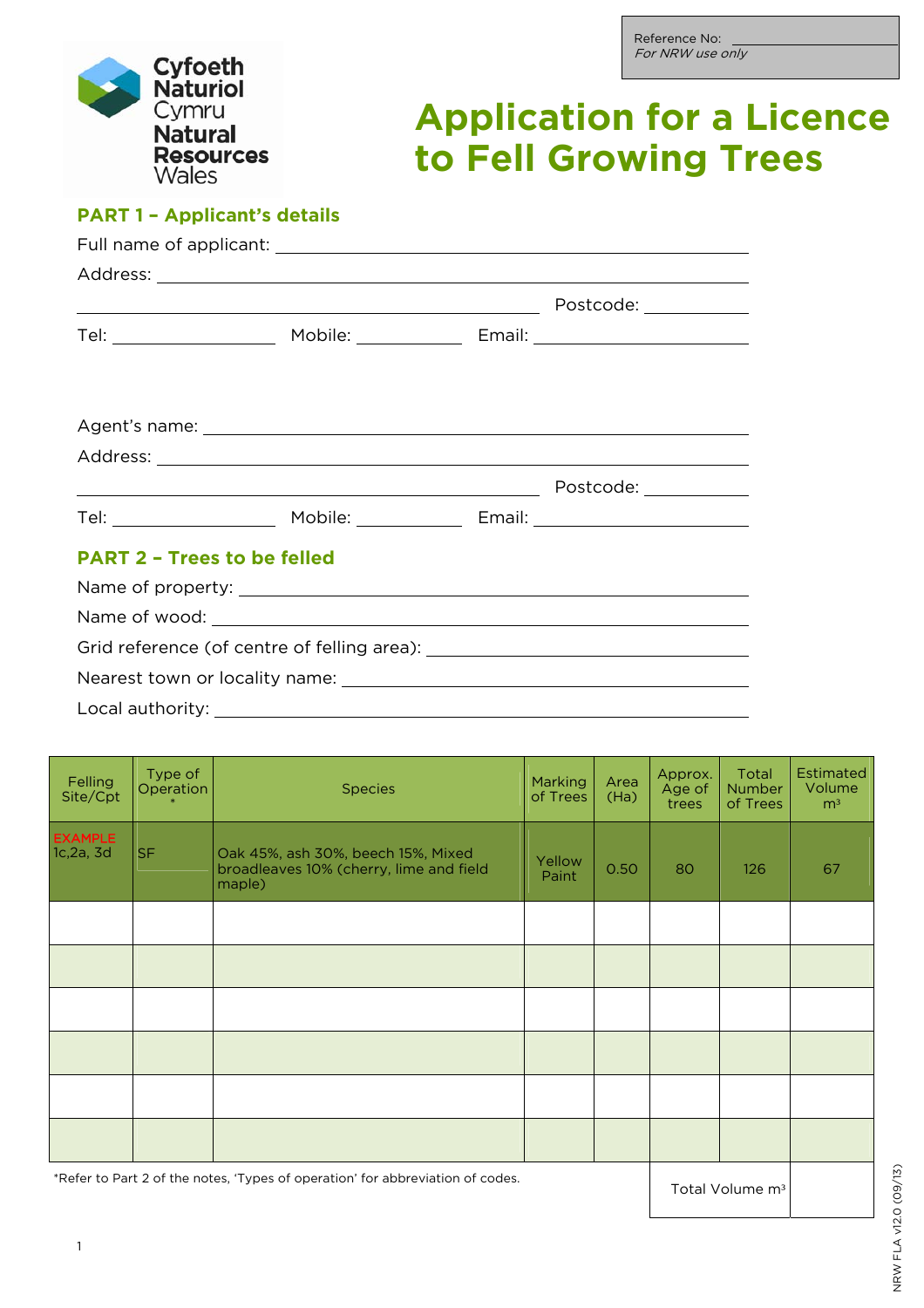Reference No: ____________________
*For NRW use only*

Cyfoeth Naturiol Cymru
Natural Resources Wales

# Application for a Licence to Fell Growing Trees

## PART 1 – Applicant's details

Full name of applicant: ____________________

Address: ____________________

____________________ Postcode: __________

Tel: __________ Mobile: __________ Email: __________

Agent's name: ____________________

Address: ____________________

____________________ Postcode: __________

Tel: __________ Mobile: __________ Email: __________

## PART 2 – Trees to be felled

Name of property: ____________________

Name of wood: ____________________

Grid reference (of centre of felling area): ____________________

Nearest town or locality name: ____________________

Local authority: ____________________

| Felling Site/Cpt | Type of Operation * | Species | Marking of Trees | Area (Ha) | Approx. Age of trees | Total Number of Trees | Estimated Volume m³ |
|---|---|---|---|---|---|---|---|
| EXAMPLE 1c,2a, 3d | SF | Oak 45%, ash 30%, beech 15%, Mixed broadleaves 10% (cherry, lime and field maple) | Yellow Paint | 0.50 | 80 | 126 | 67 |
| | | | | | | | |
| | | | | | | | |
| | | | | | | | |
| | | | | | | | |
| | | | | | | | |
| | | | | | | | |
| | | | | | | Total Volume m³ | |

*Refer to Part 2 of the notes, 'Types of operation' for abbreviation of codes.

NRW FLA v12.0 (09/13)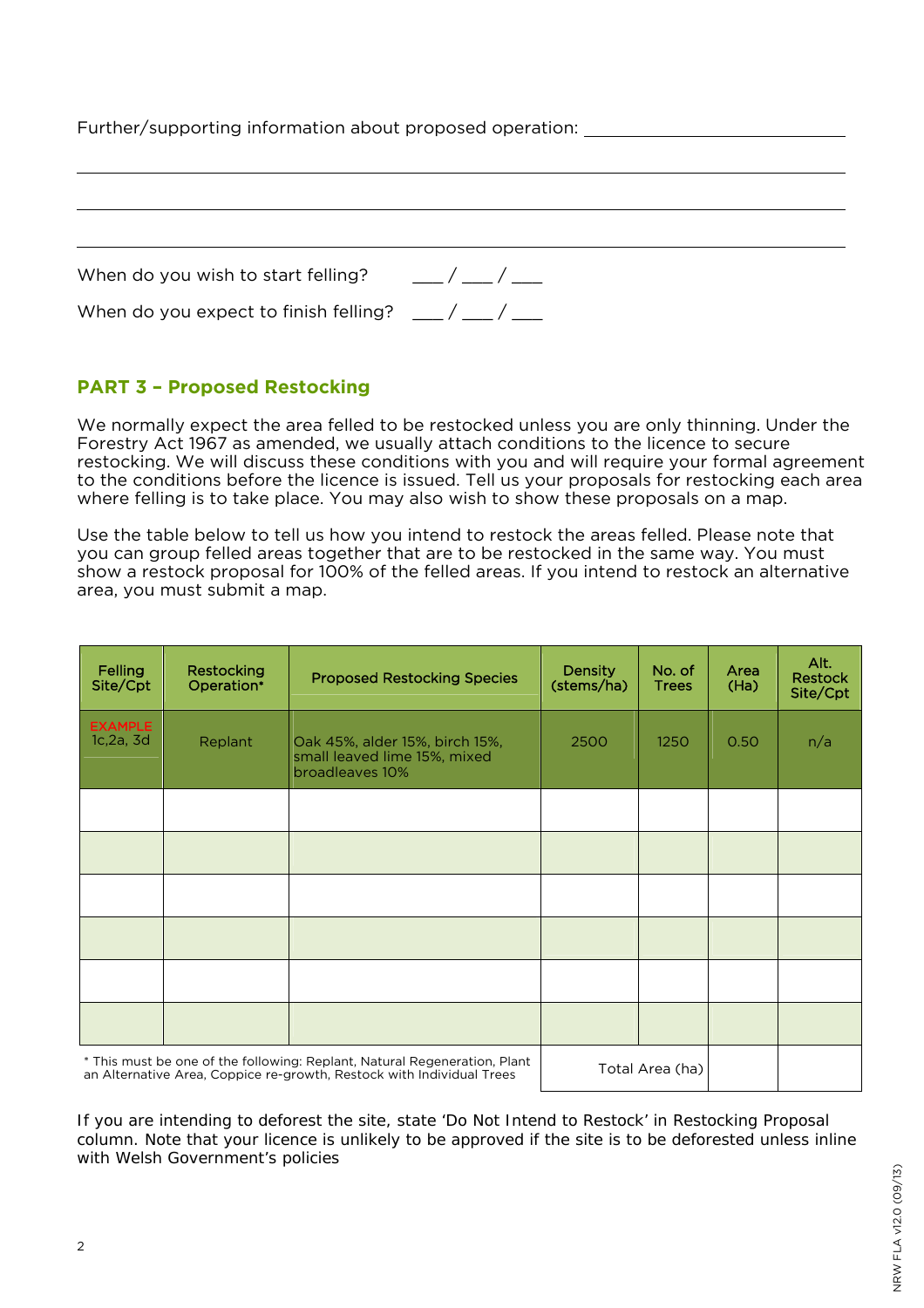Further/supporting information about proposed operation: ______________________________

______________________________________________________________________________

______________________________________________________________________________

______________________________________________________________________________

When do you wish to start felling? ___ / ___ / ___

When do you expect to finish felling? ___ / ___ / ___

## PART 3 – Proposed Restocking

We normally expect the area felled to be restocked unless you are only thinning. Under the Forestry Act 1967 as amended, we usually attach conditions to the licence to secure restocking. We will discuss these conditions with you and will require your formal agreement to the conditions before the licence is issued. Tell us your proposals for restocking each area where felling is to take place. You may also wish to show these proposals on a map.

Use the table below to tell us how you intend to restock the areas felled. Please note that you can group felled areas together that are to be restocked in the same way. You must show a restock proposal for 100% of the felled areas. If you intend to restock an alternative area, you must submit a map.

| Felling Site/Cpt | Restocking Operation* | Proposed Restocking Species | Density (stems/ha) | No. of Trees | Area (Ha) | Alt. Restock Site/Cpt |
|---|---|---|---|---|---|---|
| EXAMPLE 1c,2a, 3d | Replant | Oak 45%, alder 15%, birch 15%, small leaved lime 15%, mixed broadleaves 10% | 2500 | 1250 | 0.50 | n/a |
| | | | | | | |
| | | | | | | |
| | | | | | | |
| | | | | | | |
| | | | | | | |
| | | | | | | |
| * This must be one of the following: Replant, Natural Regeneration, Plant an Alternative Area, Coppice re-growth, Restock with Individual Trees | | | Total Area (ha) | | | |

If you are intending to deforest the site, state 'Do Not Intend to Restock' in Restocking Proposal column. Note that your licence is unlikely to be approved if the site is to be deforested unless inline with Welsh Government's policies

NRW FLA v12.0 (09/13)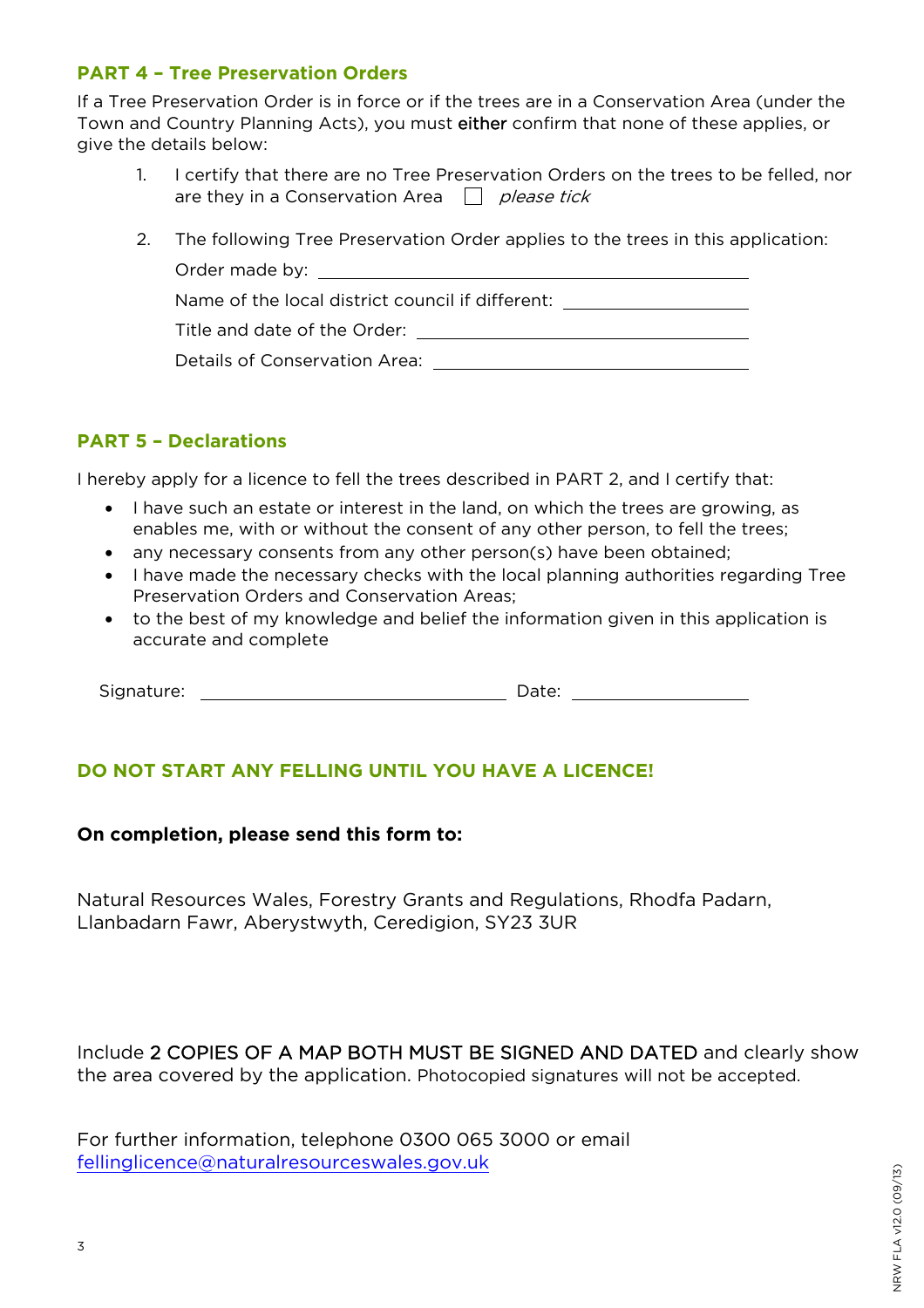## PART 4 – Tree Preservation Orders

If a Tree Preservation Order is in force or if the trees are in a Conservation Area (under the Town and Country Planning Acts), you must either confirm that none of these applies, or give the details below:

1. I certify that there are no Tree Preservation Orders on the trees to be felled, nor are they in a Conservation Area ☐ *please tick*

2. The following Tree Preservation Order applies to the trees in this application:

   Order made by: ______________________________

   Name of the local district council if different: ______________________________

   Title and date of the Order: ______________________________

   Details of Conservation Area: ______________________________

## PART 5 – Declarations

I hereby apply for a licence to fell the trees described in PART 2, and I certify that:

- I have such an estate or interest in the land, on which the trees are growing, as enables me, with or without the consent of any other person, to fell the trees;
- any necessary consents from any other person(s) have been obtained;
- I have made the necessary checks with the local planning authorities regarding Tree Preservation Orders and Conservation Areas;
- to the best of my knowledge and belief the information given in this application is accurate and complete

Signature: ______________________________ Date: ____________________

## DO NOT START ANY FELLING UNTIL YOU HAVE A LICENCE!

**On completion, please send this form to:**

Natural Resources Wales, Forestry Grants and Regulations, Rhodfa Padarn, Llanbadarn Fawr, Aberystwyth, Ceredigion, SY23 3UR

Include 2 COPIES OF A MAP BOTH MUST BE SIGNED AND DATED and clearly show the area covered by the application. Photocopied signatures will not be accepted.

For further information, telephone 0300 065 3000 or email fellinglicence@naturalresourceswales.gov.uk

NRW FLA v12.0 (09/13)